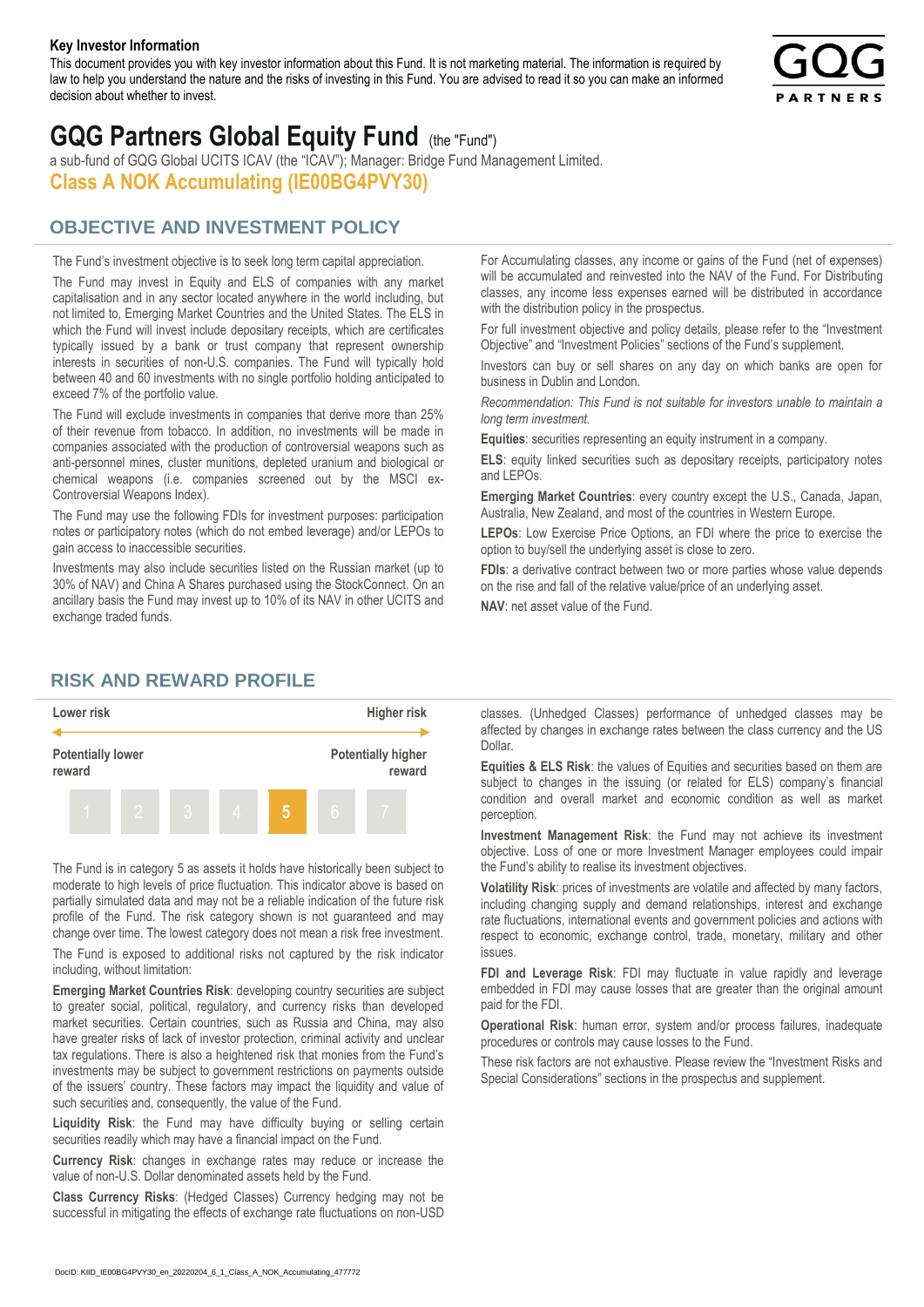**Key Investor Information**

This document provides you with key investor information about this Fund. It is not marketing material. The information is required by law to help you understand the nature and the risks of investing in this Fund. You are advised to read it so you can make an informed decision about whether to invest.

# GQG Partners Global Equity Fund (the "Fund")

a sub-fund of GQG Global UCITS ICAV (the "ICAV"); Manager: Bridge Fund Management Limited.

**Class A NOK Accumulating (IE00BG4PVY30)**

## OBJECTIVE AND INVESTMENT POLICY

The Fund's investment objective is to seek long term capital appreciation.

The Fund may invest in Equity and ELS of companies with any market capitalisation and in any sector located anywhere in the world including, but not limited to, Emerging Market Countries and the United States. The ELS in which the Fund will invest include depositary receipts, which are certificates typically issued by a bank or trust company that represent ownership interests in securities of non-U.S. companies. The Fund will typically hold between 40 and 60 investments with no single portfolio holding anticipated to exceed 7% of the portfolio value.

The Fund will exclude investments in companies that derive more than 25% of their revenue from tobacco. In addition, no investments will be made in companies associated with the production of controversial weapons such as anti-personnel mines, cluster munitions, depleted uranium and biological or chemical weapons (i.e. companies screened out by the MSCI ex-Controversial Weapons Index).

The Fund may use the following FDIs for investment purposes: participation notes or participatory notes (which do not embed leverage) and/or LEPOs to gain access to inaccessible securities.

Investments may also include securities listed on the Russian market (up to 30% of NAV) and China A Shares purchased using the StockConnect. On an ancillary basis the Fund may invest up to 10% of its NAV in other UCITS and exchange traded funds.

For Accumulating classes, any income or gains of the Fund (net of expenses) will be accumulated and reinvested into the NAV of the Fund. For Distributing classes, any income less expenses earned will be distributed in accordance with the distribution policy in the prospectus.

For full investment objective and policy details, please refer to the "Investment Objective" and "Investment Policies" sections of the Fund's supplement.

Investors can buy or sell shares on any day on which banks are open for business in Dublin and London.

*Recommendation: This Fund is not suitable for investors unable to maintain a long term investment.*

**Equities**: securities representing an equity instrument in a company.

**ELS**: equity linked securities such as depositary receipts, participatory notes and LEPOs.

**Emerging Market Countries**: every country except the U.S., Canada, Japan, Australia, New Zealand, and most of the countries in Western Europe.

**LEPOs**: Low Exercise Price Options, an FDI where the price to exercise the option to buy/sell the underlying asset is close to zero.

**FDIs**: a derivative contract between two or more parties whose value depends on the rise and fall of the relative value/price of an underlying asset.

**NAV**: net asset value of the Fund.

## RISK AND REWARD PROFILE

| Lower risk | | | | | | Higher risk |
|---|---|---|---|---|---|---|
| Potentially lower reward | | | | | | Potentially higher reward |
| 1 | 2 | 3 | 4 | **5** | 6 | 7 |

The Fund is in category 5 as assets it holds have historically been subject to moderate to high levels of price fluctuation. This indicator above is based on partially simulated data and may not be a reliable indication of the future risk profile of the Fund. The risk category shown is not guaranteed and may change over time. The lowest category does not mean a risk free investment.

The Fund is exposed to additional risks not captured by the risk indicator including, without limitation:

**Emerging Market Countries Risk**: developing country securities are subject to greater social, political, regulatory, and currency risks than developed market securities. Certain countries, such as Russia and China, may also have greater risks of lack of investor protection, criminal activity and unclear tax regulations. There is also a heightened risk that monies from the Fund's investments may be subject to government restrictions on payments outside of the issuers' country. These factors may impact the liquidity and value of such securities and, consequently, the value of the Fund.

**Liquidity Risk**: the Fund may have difficulty buying or selling certain securities readily which may have a financial impact on the Fund.

**Currency Risk**: changes in exchange rates may reduce or increase the value of non-U.S. Dollar denominated assets held by the Fund.

**Class Currency Risks**: (Hedged Classes) Currency hedging may not be successful in mitigating the effects of exchange rate fluctuations on non-USD classes. (Unhedged Classes) performance of unhedged classes may be affected by changes in exchange rates between the class currency and the US Dollar.

**Equities & ELS Risk**: the values of Equities and securities based on them are subject to changes in the issuing (or related for ELS) company's financial condition and overall market and economic condition as well as market perception.

**Investment Management Risk**: the Fund may not achieve its investment objective. Loss of one or more Investment Manager employees could impair the Fund's ability to realise its investment objectives.

**Volatility Risk**: prices of investments are volatile and affected by many factors, including changing supply and demand relationships, interest and exchange rate fluctuations, international events and government policies and actions with respect to economic, exchange control, trade, monetary, military and other issues.

**FDI and Leverage Risk**: FDI may fluctuate in value rapidly and leverage embedded in FDI may cause losses that are greater than the original amount paid for the FDI.

**Operational Risk**: human error, system and/or process failures, inadequate procedures or controls may cause losses to the Fund.

These risk factors are not exhaustive. Please review the "Investment Risks and Special Considerations" sections in the prospectus and supplement.

DocID: KIID_IE00BG4PVY30_en_20220204_6_1_Class_A_NOK_Accumulating_477772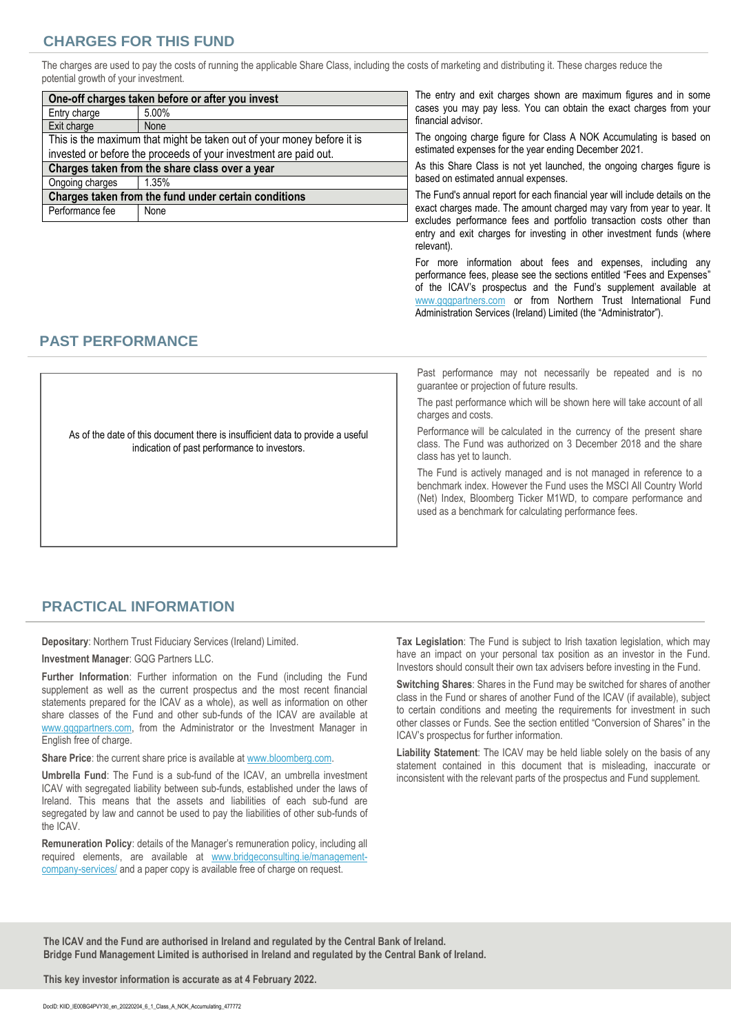## CHARGES FOR THIS FUND

The charges are used to pay the costs of running the applicable Share Class, including the costs of marketing and distributing it. These charges reduce the potential growth of your investment.

| One-off charges taken before or after you invest | |
|---|---|
| Entry charge | 5.00% |
| Exit charge | None |
| This is the maximum that might be taken out of your money before it is invested or before the proceeds of your investment are paid out. | |
| **Charges taken from the share class over a year** | |
| Ongoing charges | 1.35% |
| **Charges taken from the fund under certain conditions** | |
| Performance fee | None |

The entry and exit charges shown are maximum figures and in some cases you may pay less. You can obtain the exact charges from your financial advisor.

The ongoing charge figure for Class A NOK Accumulating is based on estimated expenses for the year ending December 2021.

As this Share Class is not yet launched, the ongoing charges figure is based on estimated annual expenses.

The Fund's annual report for each financial year will include details on the exact charges made. The amount charged may vary from year to year. It excludes performance fees and portfolio transaction costs other than entry and exit charges for investing in other investment funds (where relevant).

For more information about fees and expenses, including any performance fees, please see the sections entitled "Fees and Expenses" of the ICAV's prospectus and the Fund's supplement available at www.gqgpartners.com or from Northern Trust International Fund Administration Services (Ireland) Limited (the "Administrator").

## PAST PERFORMANCE

As of the date of this document there is insufficient data to provide a useful indication of past performance to investors.

Past performance may not necessarily be repeated and is no guarantee or projection of future results.

The past performance which will be shown here will take account of all charges and costs.

Performance will be calculated in the currency of the present share class. The Fund was authorized on 3 December 2018 and the share class has yet to launch.

The Fund is actively managed and is not managed in reference to a benchmark index. However the Fund uses the MSCI All Country World (Net) Index, Bloomberg Ticker M1WD, to compare performance and used as a benchmark for calculating performance fees.

## PRACTICAL INFORMATION

**Depositary**: Northern Trust Fiduciary Services (Ireland) Limited.

**Investment Manager**: GQG Partners LLC.

**Further Information**: Further information on the Fund (including the Fund supplement as well as the current prospectus and the most recent financial statements prepared for the ICAV as a whole), as well as information on other share classes of the Fund and other sub-funds of the ICAV are available at www.gqgpartners.com, from the Administrator or the Investment Manager in English free of charge.

**Share Price**: the current share price is available at www.bloomberg.com.

**Umbrella Fund**: The Fund is a sub-fund of the ICAV, an umbrella investment ICAV with segregated liability between sub-funds, established under the laws of Ireland. This means that the assets and liabilities of each sub-fund are segregated by law and cannot be used to pay the liabilities of other sub-funds of the ICAV.

**Remuneration Policy**: details of the Manager's remuneration policy, including all required elements, are available at www.bridgeconsulting.ie/management-company-services/ and a paper copy is available free of charge on request.

**Tax Legislation**: The Fund is subject to Irish taxation legislation, which may have an impact on your personal tax position as an investor in the Fund. Investors should consult their own tax advisers before investing in the Fund.

**Switching Shares**: Shares in the Fund may be switched for shares of another class in the Fund or shares of another Fund of the ICAV (if available), subject to certain conditions and meeting the requirements for investment in such other classes or Funds. See the section entitled "Conversion of Shares" in the ICAV's prospectus for further information.

**Liability Statement**: The ICAV may be held liable solely on the basis of any statement contained in this document that is misleading, inaccurate or inconsistent with the relevant parts of the prospectus and Fund supplement.

**The ICAV and the Fund are authorised in Ireland and regulated by the Central Bank of Ireland.**
**Bridge Fund Management Limited is authorised in Ireland and regulated by the Central Bank of Ireland.**

**This key investor information is accurate as at 4 February 2022.**

DocID: KIID_IE00BG4PVY30_en_20220204_6_1_Class_A_NOK_Accumulating_477772